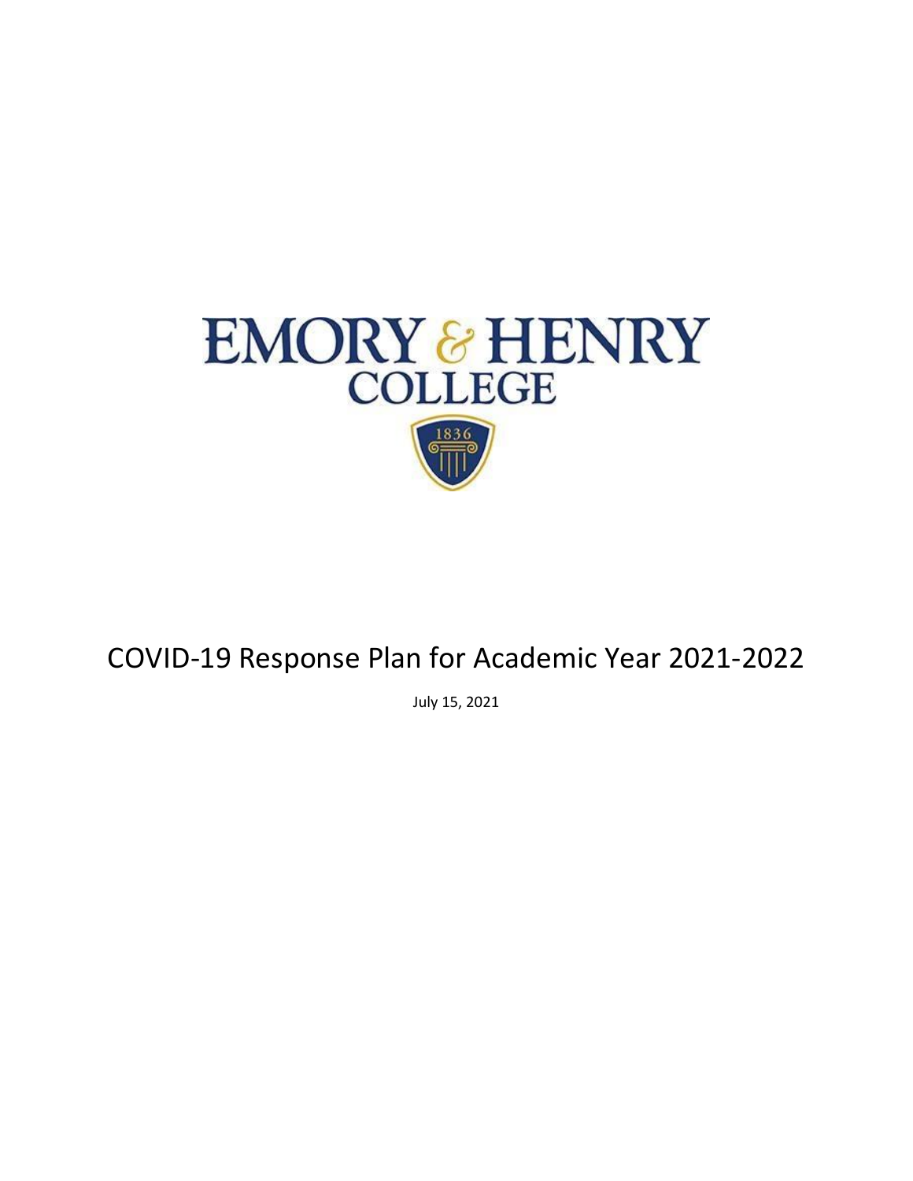EMORY & HENRY COLLEGE

1836

# COVID-19 Response Plan for Academic Year 2021-2022

July 15, 2021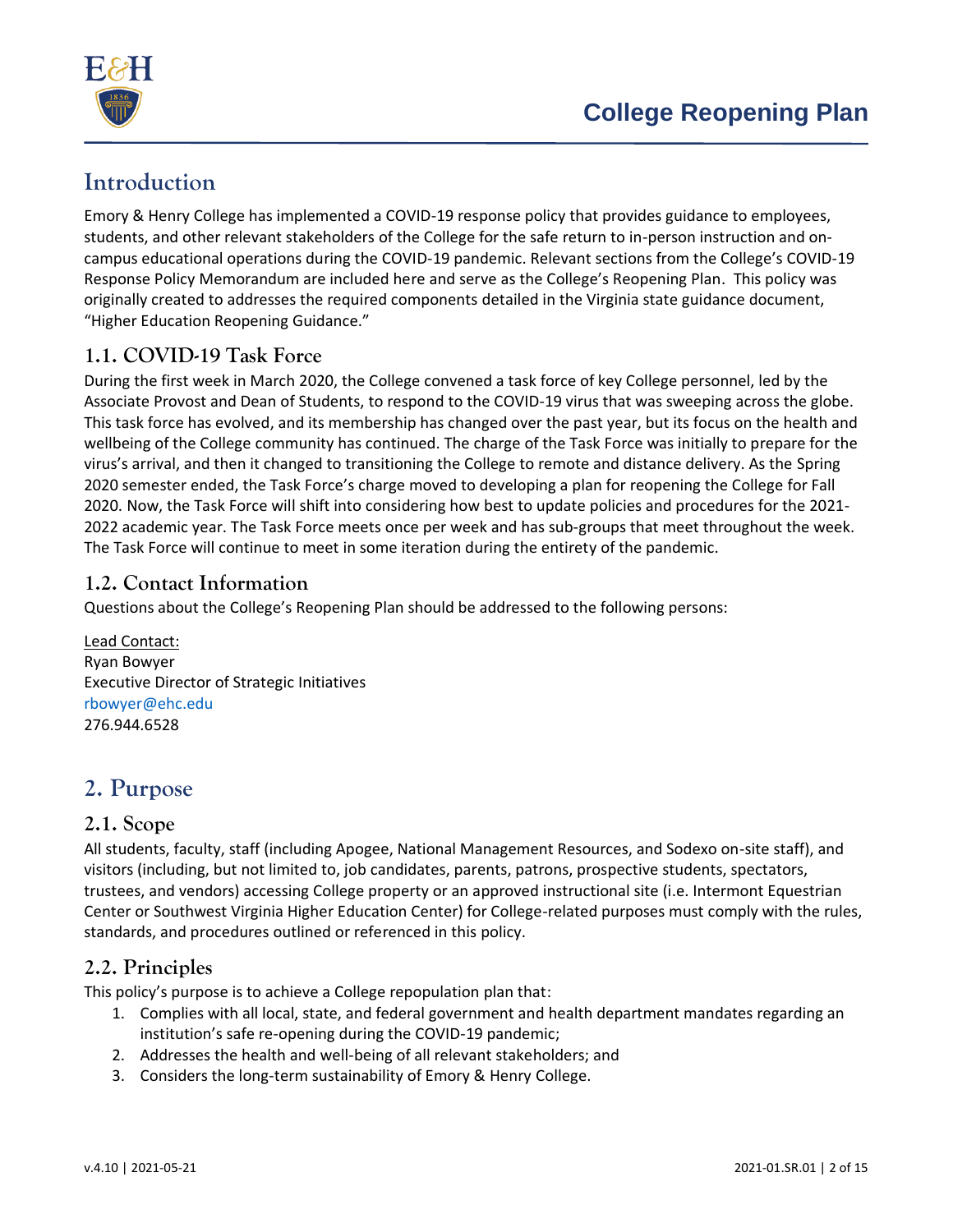# Introduction

Emory & Henry College has implemented a COVID-19 response policy that provides guidance to employees, students, and other relevant stakeholders of the College for the safe return to in-person instruction and on-campus educational operations during the COVID-19 pandemic. Relevant sections from the College's COVID-19 Response Policy Memorandum are included here and serve as the College's Reopening Plan. This policy was originally created to addresses the required components detailed in the Virginia state guidance document, "Higher Education Reopening Guidance."

## 1.1. COVID-19 Task Force

During the first week in March 2020, the College convened a task force of key College personnel, led by the Associate Provost and Dean of Students, to respond to the COVID-19 virus that was sweeping across the globe. This task force has evolved, and its membership has changed over the past year, but its focus on the health and wellbeing of the College community has continued. The charge of the Task Force was initially to prepare for the virus's arrival, and then it changed to transitioning the College to remote and distance delivery. As the Spring 2020 semester ended, the Task Force's charge moved to developing a plan for reopening the College for Fall 2020. Now, the Task Force will shift into considering how best to update policies and procedures for the 2021-2022 academic year. The Task Force meets once per week and has sub-groups that meet throughout the week. The Task Force will continue to meet in some iteration during the entirety of the pandemic.

## 1.2. Contact Information

Questions about the College's Reopening Plan should be addressed to the following persons:

Lead Contact:
Ryan Bowyer
Executive Director of Strategic Initiatives
rbowyer@ehc.edu
276.944.6528

# 2. Purpose

## 2.1. Scope

All students, faculty, staff (including Apogee, National Management Resources, and Sodexo on-site staff), and visitors (including, but not limited to, job candidates, parents, patrons, prospective students, spectators, trustees, and vendors) accessing College property or an approved instructional site (i.e. Intermont Equestrian Center or Southwest Virginia Higher Education Center) for College-related purposes must comply with the rules, standards, and procedures outlined or referenced in this policy.

## 2.2. Principles

This policy's purpose is to achieve a College repopulation plan that:

1. Complies with all local, state, and federal government and health department mandates regarding an institution's safe re-opening during the COVID-19 pandemic;
2. Addresses the health and well-being of all relevant stakeholders; and
3. Considers the long-term sustainability of Emory & Henry College.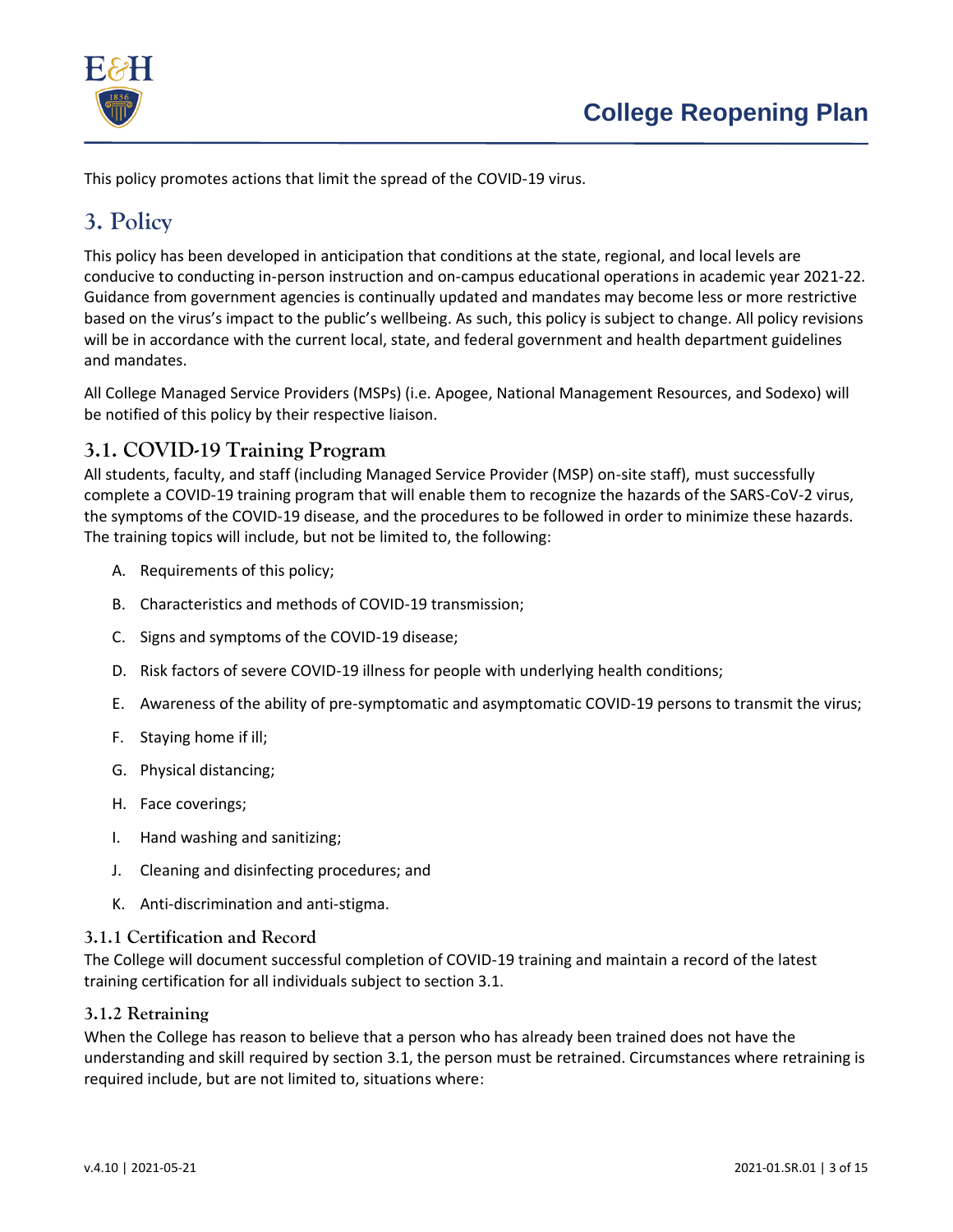This policy promotes actions that limit the spread of the COVID-19 virus.

# 3. Policy

This policy has been developed in anticipation that conditions at the state, regional, and local levels are conducive to conducting in-person instruction and on-campus educational operations in academic year 2021-22. Guidance from government agencies is continually updated and mandates may become less or more restrictive based on the virus's impact to the public's wellbeing. As such, this policy is subject to change. All policy revisions will be in accordance with the current local, state, and federal government and health department guidelines and mandates.

All College Managed Service Providers (MSPs) (i.e. Apogee, National Management Resources, and Sodexo) will be notified of this policy by their respective liaison.

## 3.1. COVID-19 Training Program

All students, faculty, and staff (including Managed Service Provider (MSP) on-site staff), must successfully complete a COVID-19 training program that will enable them to recognize the hazards of the SARS-CoV-2 virus, the symptoms of the COVID-19 disease, and the procedures to be followed in order to minimize these hazards. The training topics will include, but not be limited to, the following:

A. Requirements of this policy;

B. Characteristics and methods of COVID-19 transmission;

C. Signs and symptoms of the COVID-19 disease;

D. Risk factors of severe COVID-19 illness for people with underlying health conditions;

E. Awareness of the ability of pre-symptomatic and asymptomatic COVID-19 persons to transmit the virus;

F. Staying home if ill;

G. Physical distancing;

H. Face coverings;

I. Hand washing and sanitizing;

J. Cleaning and disinfecting procedures; and

K. Anti-discrimination and anti-stigma.

### 3.1.1 Certification and Record

The College will document successful completion of COVID-19 training and maintain a record of the latest training certification for all individuals subject to section 3.1.

### 3.1.2 Retraining

When the College has reason to believe that a person who has already been trained does not have the understanding and skill required by section 3.1, the person must be retrained. Circumstances where retraining is required include, but are not limited to, situations where: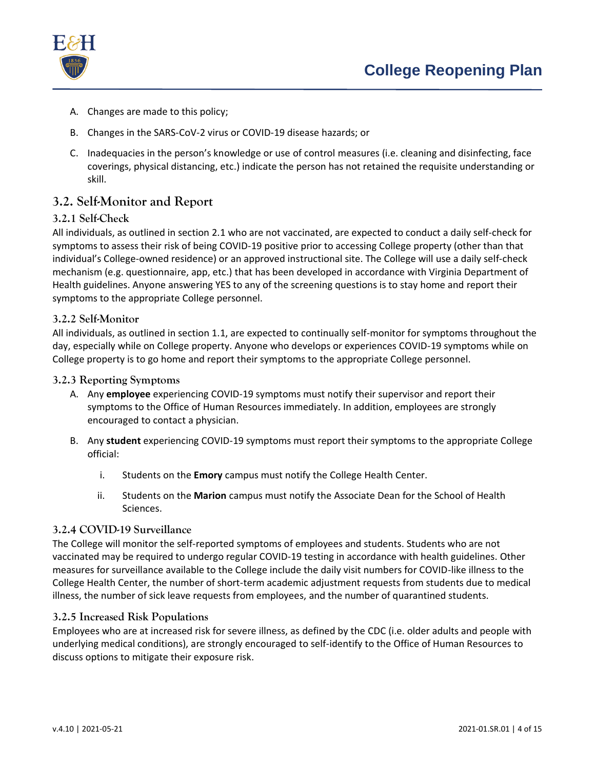A. Changes are made to this policy;

B. Changes in the SARS-CoV-2 virus or COVID-19 disease hazards; or

C. Inadequacies in the person's knowledge or use of control measures (i.e. cleaning and disinfecting, face coverings, physical distancing, etc.) indicate the person has not retained the requisite understanding or skill.

## 3.2. Self-Monitor and Report

### 3.2.1 Self-Check

All individuals, as outlined in section 2.1 who are not vaccinated, are expected to conduct a daily self-check for symptoms to assess their risk of being COVID-19 positive prior to accessing College property (other than that individual's College-owned residence) or an approved instructional site. The College will use a daily self-check mechanism (e.g. questionnaire, app, etc.) that has been developed in accordance with Virginia Department of Health guidelines. Anyone answering YES to any of the screening questions is to stay home and report their symptoms to the appropriate College personnel.

### 3.2.2 Self-Monitor

All individuals, as outlined in section 1.1, are expected to continually self-monitor for symptoms throughout the day, especially while on College property. Anyone who develops or experiences COVID-19 symptoms while on College property is to go home and report their symptoms to the appropriate College personnel.

### 3.2.3 Reporting Symptoms

A. Any **employee** experiencing COVID-19 symptoms must notify their supervisor and report their symptoms to the Office of Human Resources immediately. In addition, employees are strongly encouraged to contact a physician.

B. Any **student** experiencing COVID-19 symptoms must report their symptoms to the appropriate College official:

   i. Students on the **Emory** campus must notify the College Health Center.

   ii. Students on the **Marion** campus must notify the Associate Dean for the School of Health Sciences.

### 3.2.4 COVID-19 Surveillance

The College will monitor the self-reported symptoms of employees and students. Students who are not vaccinated may be required to undergo regular COVID-19 testing in accordance with health guidelines. Other measures for surveillance available to the College include the daily visit numbers for COVID-like illness to the College Health Center, the number of short-term academic adjustment requests from students due to medical illness, the number of sick leave requests from employees, and the number of quarantined students.

### 3.2.5 Increased Risk Populations

Employees who are at increased risk for severe illness, as defined by the CDC (i.e. older adults and people with underlying medical conditions), are strongly encouraged to self-identify to the Office of Human Resources to discuss options to mitigate their exposure risk.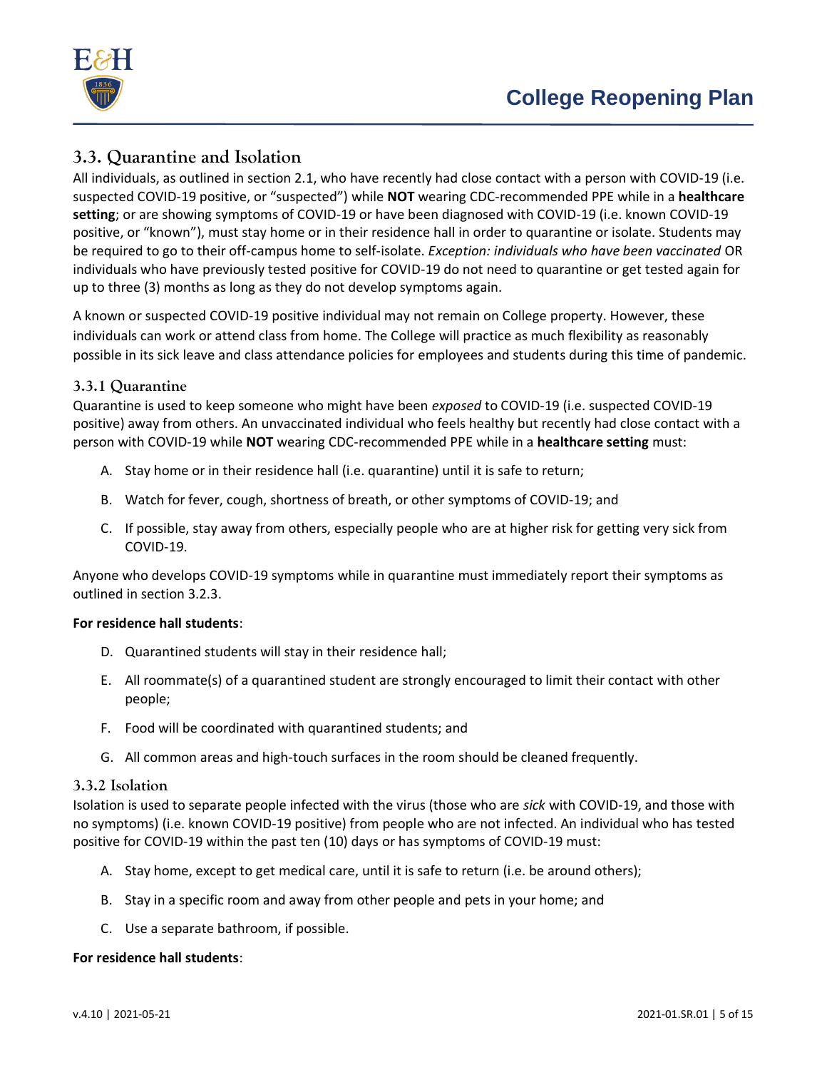## 3.3. Quarantine and Isolation

All individuals, as outlined in section 2.1, who have recently had close contact with a person with COVID-19 (i.e. suspected COVID-19 positive, or "suspected") while **NOT** wearing CDC-recommended PPE while in a **healthcare setting**; or are showing symptoms of COVID-19 or have been diagnosed with COVID-19 (i.e. known COVID-19 positive, or "known"), must stay home or in their residence hall in order to quarantine or isolate. Students may be required to go to their off-campus home to self-isolate. *Exception: individuals who have been vaccinated* OR individuals who have previously tested positive for COVID-19 do not need to quarantine or get tested again for up to three (3) months as long as they do not develop symptoms again.

A known or suspected COVID-19 positive individual may not remain on College property. However, these individuals can work or attend class from home. The College will practice as much flexibility as reasonably possible in its sick leave and class attendance policies for employees and students during this time of pandemic.

### 3.3.1 Quarantine

Quarantine is used to keep someone who might have been *exposed* to COVID-19 (i.e. suspected COVID-19 positive) away from others. An unvaccinated individual who feels healthy but recently had close contact with a person with COVID-19 while **NOT** wearing CDC-recommended PPE while in a **healthcare setting** must:

A. Stay home or in their residence hall (i.e. quarantine) until it is safe to return;

B. Watch for fever, cough, shortness of breath, or other symptoms of COVID-19; and

C. If possible, stay away from others, especially people who are at higher risk for getting very sick from COVID-19.

Anyone who develops COVID-19 symptoms while in quarantine must immediately report their symptoms as outlined in section 3.2.3.

**For residence hall students**:

D. Quarantined students will stay in their residence hall;

E. All roommate(s) of a quarantined student are strongly encouraged to limit their contact with other people;

F. Food will be coordinated with quarantined students; and

G. All common areas and high-touch surfaces in the room should be cleaned frequently.

### 3.3.2 Isolation

Isolation is used to separate people infected with the virus (those who are *sick* with COVID-19, and those with no symptoms) (i.e. known COVID-19 positive) from people who are not infected. An individual who has tested positive for COVID-19 within the past ten (10) days or has symptoms of COVID-19 must:

A. Stay home, except to get medical care, until it is safe to return (i.e. be around others);

B. Stay in a specific room and away from other people and pets in your home; and

C. Use a separate bathroom, if possible.

**For residence hall students**: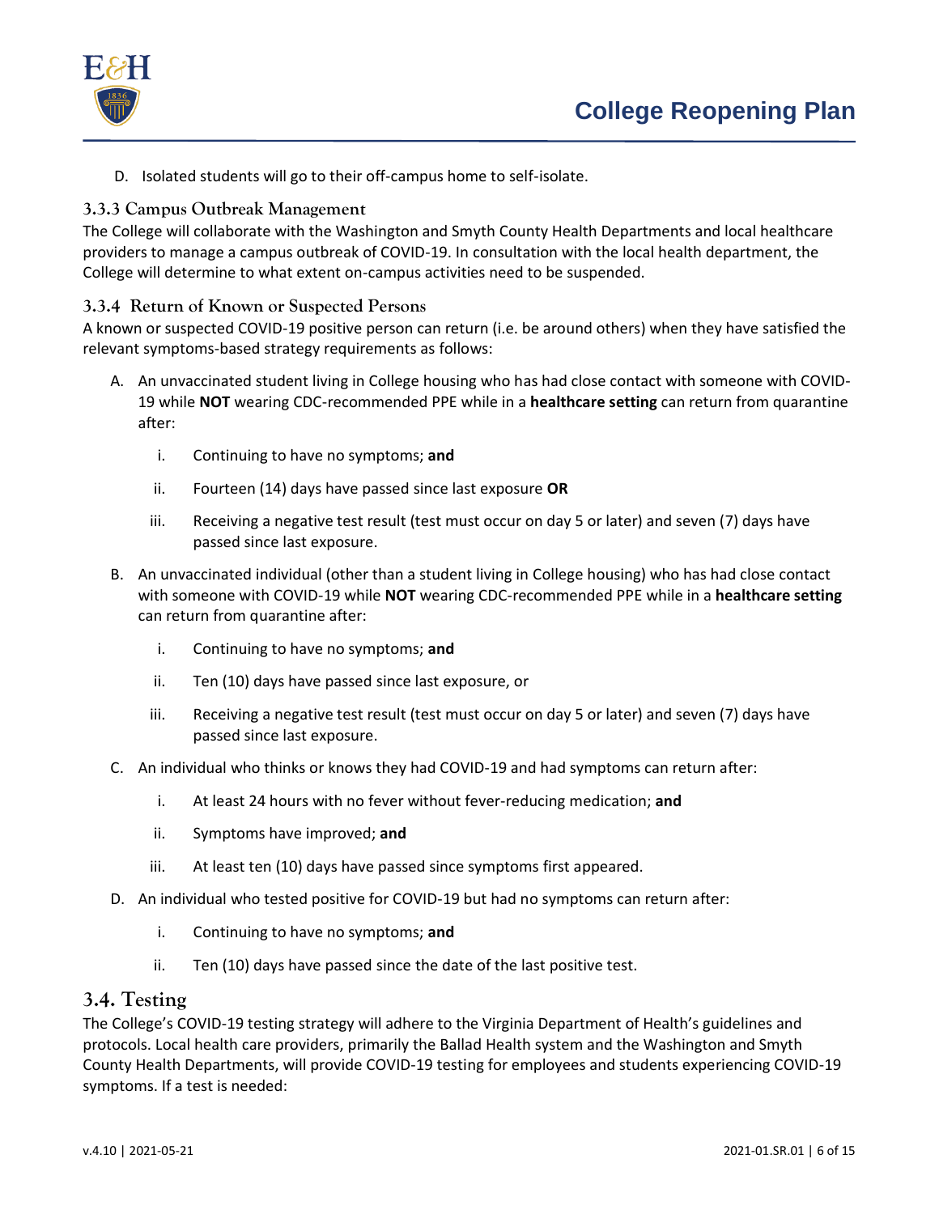D. Isolated students will go to their off-campus home to self-isolate.

### 3.3.3 Campus Outbreak Management

The College will collaborate with the Washington and Smyth County Health Departments and local healthcare providers to manage a campus outbreak of COVID-19. In consultation with the local health department, the College will determine to what extent on-campus activities need to be suspended.

### 3.3.4 Return of Known or Suspected Persons

A known or suspected COVID-19 positive person can return (i.e. be around others) when they have satisfied the relevant symptoms-based strategy requirements as follows:

A. An unvaccinated student living in College housing who has had close contact with someone with COVID-19 while **NOT** wearing CDC-recommended PPE while in a **healthcare setting** can return from quarantine after:

   i. Continuing to have no symptoms; **and**

   ii. Fourteen (14) days have passed since last exposure **OR**

   iii. Receiving a negative test result (test must occur on day 5 or later) and seven (7) days have passed since last exposure.

B. An unvaccinated individual (other than a student living in College housing) who has had close contact with someone with COVID-19 while **NOT** wearing CDC-recommended PPE while in a **healthcare setting** can return from quarantine after:

   i. Continuing to have no symptoms; **and**

   ii. Ten (10) days have passed since last exposure, or

   iii. Receiving a negative test result (test must occur on day 5 or later) and seven (7) days have passed since last exposure.

C. An individual who thinks or knows they had COVID-19 and had symptoms can return after:

   i. At least 24 hours with no fever without fever-reducing medication; **and**

   ii. Symptoms have improved; **and**

   iii. At least ten (10) days have passed since symptoms first appeared.

D. An individual who tested positive for COVID-19 but had no symptoms can return after:

   i. Continuing to have no symptoms; **and**

   ii. Ten (10) days have passed since the date of the last positive test.

## 3.4. Testing

The College's COVID-19 testing strategy will adhere to the Virginia Department of Health's guidelines and protocols. Local health care providers, primarily the Ballad Health system and the Washington and Smyth County Health Departments, will provide COVID-19 testing for employees and students experiencing COVID-19 symptoms. If a test is needed: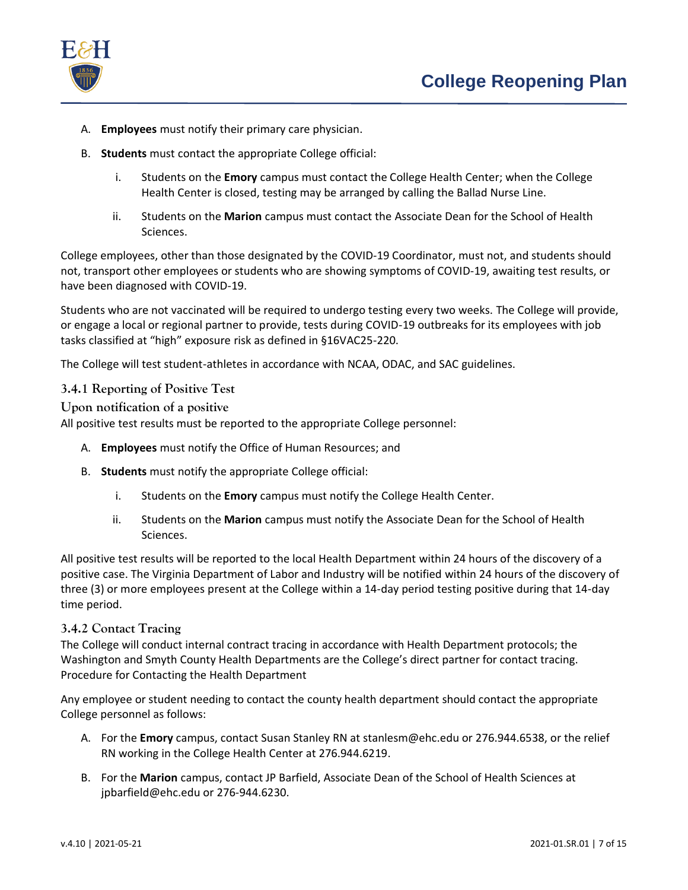A. **Employees** must notify their primary care physician.

B. **Students** must contact the appropriate College official:

   i. Students on the **Emory** campus must contact the College Health Center; when the College Health Center is closed, testing may be arranged by calling the Ballad Nurse Line.

   ii. Students on the **Marion** campus must contact the Associate Dean for the School of Health Sciences.

College employees, other than those designated by the COVID-19 Coordinator, must not, and students should not, transport other employees or students who are showing symptoms of COVID-19, awaiting test results, or have been diagnosed with COVID-19.

Students who are not vaccinated will be required to undergo testing every two weeks. The College will provide, or engage a local or regional partner to provide, tests during COVID-19 outbreaks for its employees with job tasks classified at "high" exposure risk as defined in §16VAC25-220.

The College will test student-athletes in accordance with NCAA, ODAC, and SAC guidelines.

### 3.4.1 Reporting of Positive Test

#### Upon notification of a positive

All positive test results must be reported to the appropriate College personnel:

A. **Employees** must notify the Office of Human Resources; and

B. **Students** must notify the appropriate College official:

   i. Students on the **Emory** campus must notify the College Health Center.

   ii. Students on the **Marion** campus must notify the Associate Dean for the School of Health Sciences.

All positive test results will be reported to the local Health Department within 24 hours of the discovery of a positive case. The Virginia Department of Labor and Industry will be notified within 24 hours of the discovery of three (3) or more employees present at the College within a 14-day period testing positive during that 14-day time period.

### 3.4.2 Contact Tracing

The College will conduct internal contract tracing in accordance with Health Department protocols; the Washington and Smyth County Health Departments are the College's direct partner for contact tracing.
Procedure for Contacting the Health Department

Any employee or student needing to contact the county health department should contact the appropriate College personnel as follows:

A. For the **Emory** campus, contact Susan Stanley RN at stanlesm@ehc.edu or 276.944.6538, or the relief RN working in the College Health Center at 276.944.6219.

B. For the **Marion** campus, contact JP Barfield, Associate Dean of the School of Health Sciences at jpbarfield@ehc.edu or 276-944.6230.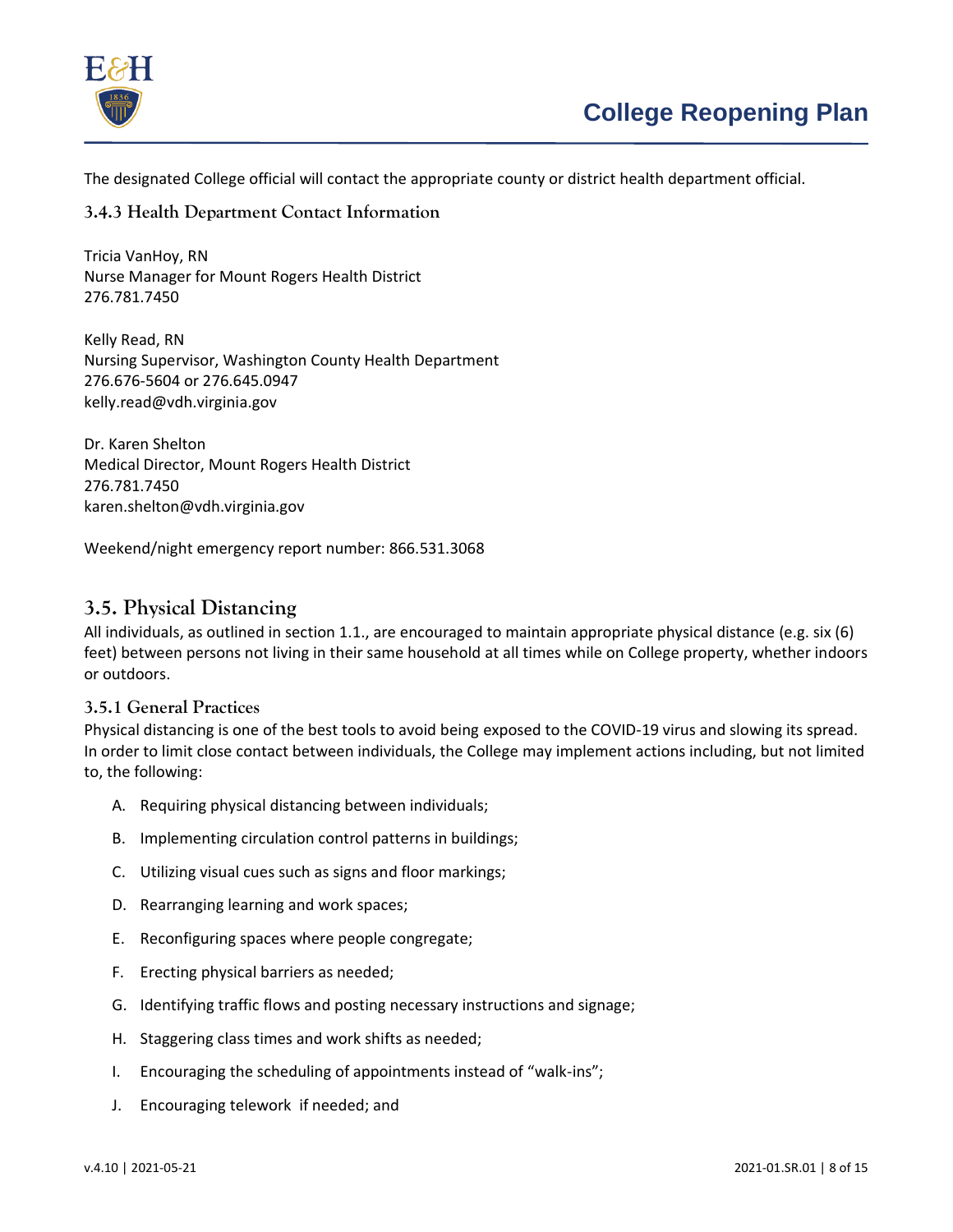The designated College official will contact the appropriate county or district health department official.

### 3.4.3 Health Department Contact Information

Tricia VanHoy, RN
Nurse Manager for Mount Rogers Health District
276.781.7450

Kelly Read, RN
Nursing Supervisor, Washington County Health Department
276.676-5604 or 276.645.0947
kelly.read@vdh.virginia.gov

Dr. Karen Shelton
Medical Director, Mount Rogers Health District
276.781.7450
karen.shelton@vdh.virginia.gov

Weekend/night emergency report number: 866.531.3068

## 3.5. Physical Distancing

All individuals, as outlined in section 1.1., are encouraged to maintain appropriate physical distance (e.g. six (6) feet) between persons not living in their same household at all times while on College property, whether indoors or outdoors.

### 3.5.1 General Practices

Physical distancing is one of the best tools to avoid being exposed to the COVID-19 virus and slowing its spread. In order to limit close contact between individuals, the College may implement actions including, but not limited to, the following:

A. Requiring physical distancing between individuals;

B. Implementing circulation control patterns in buildings;

C. Utilizing visual cues such as signs and floor markings;

D. Rearranging learning and work spaces;

E. Reconfiguring spaces where people congregate;

F. Erecting physical barriers as needed;

G. Identifying traffic flows and posting necessary instructions and signage;

H. Staggering class times and work shifts as needed;

I. Encouraging the scheduling of appointments instead of "walk-ins";

J. Encouraging telework if needed; and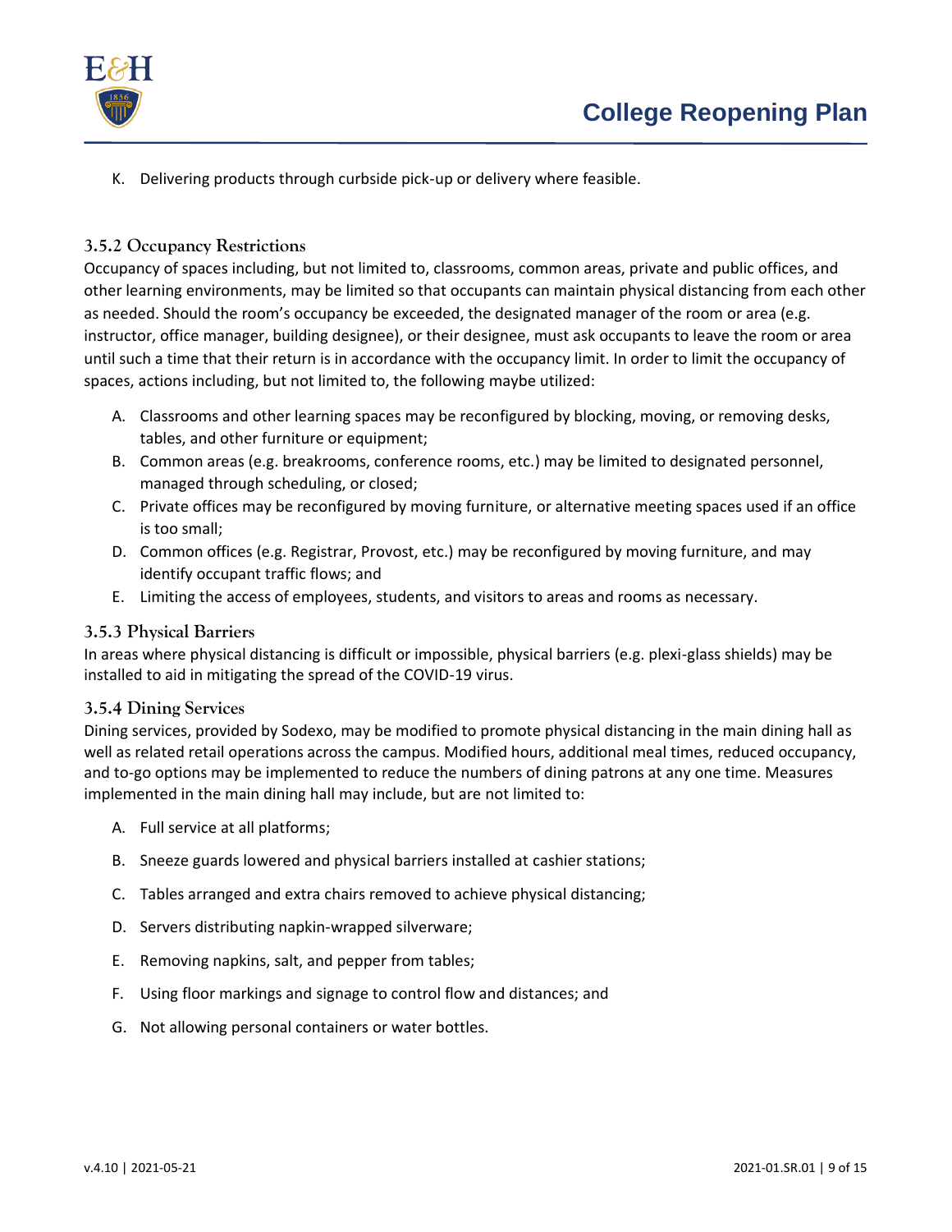K. Delivering products through curbside pick-up or delivery where feasible.

### 3.5.2 Occupancy Restrictions

Occupancy of spaces including, but not limited to, classrooms, common areas, private and public offices, and other learning environments, may be limited so that occupants can maintain physical distancing from each other as needed. Should the room's occupancy be exceeded, the designated manager of the room or area (e.g. instructor, office manager, building designee), or their designee, must ask occupants to leave the room or area until such a time that their return is in accordance with the occupancy limit. In order to limit the occupancy of spaces, actions including, but not limited to, the following maybe utilized:

A. Classrooms and other learning spaces may be reconfigured by blocking, moving, or removing desks, tables, and other furniture or equipment;
B. Common areas (e.g. breakrooms, conference rooms, etc.) may be limited to designated personnel, managed through scheduling, or closed;
C. Private offices may be reconfigured by moving furniture, or alternative meeting spaces used if an office is too small;
D. Common offices (e.g. Registrar, Provost, etc.) may be reconfigured by moving furniture, and may identify occupant traffic flows; and
E. Limiting the access of employees, students, and visitors to areas and rooms as necessary.

### 3.5.3 Physical Barriers

In areas where physical distancing is difficult or impossible, physical barriers (e.g. plexi-glass shields) may be installed to aid in mitigating the spread of the COVID-19 virus.

### 3.5.4 Dining Services

Dining services, provided by Sodexo, may be modified to promote physical distancing in the main dining hall as well as related retail operations across the campus. Modified hours, additional meal times, reduced occupancy, and to-go options may be implemented to reduce the numbers of dining patrons at any one time. Measures implemented in the main dining hall may include, but are not limited to:

A. Full service at all platforms;

B. Sneeze guards lowered and physical barriers installed at cashier stations;

C. Tables arranged and extra chairs removed to achieve physical distancing;

D. Servers distributing napkin-wrapped silverware;

E. Removing napkins, salt, and pepper from tables;

F. Using floor markings and signage to control flow and distances; and

G. Not allowing personal containers or water bottles.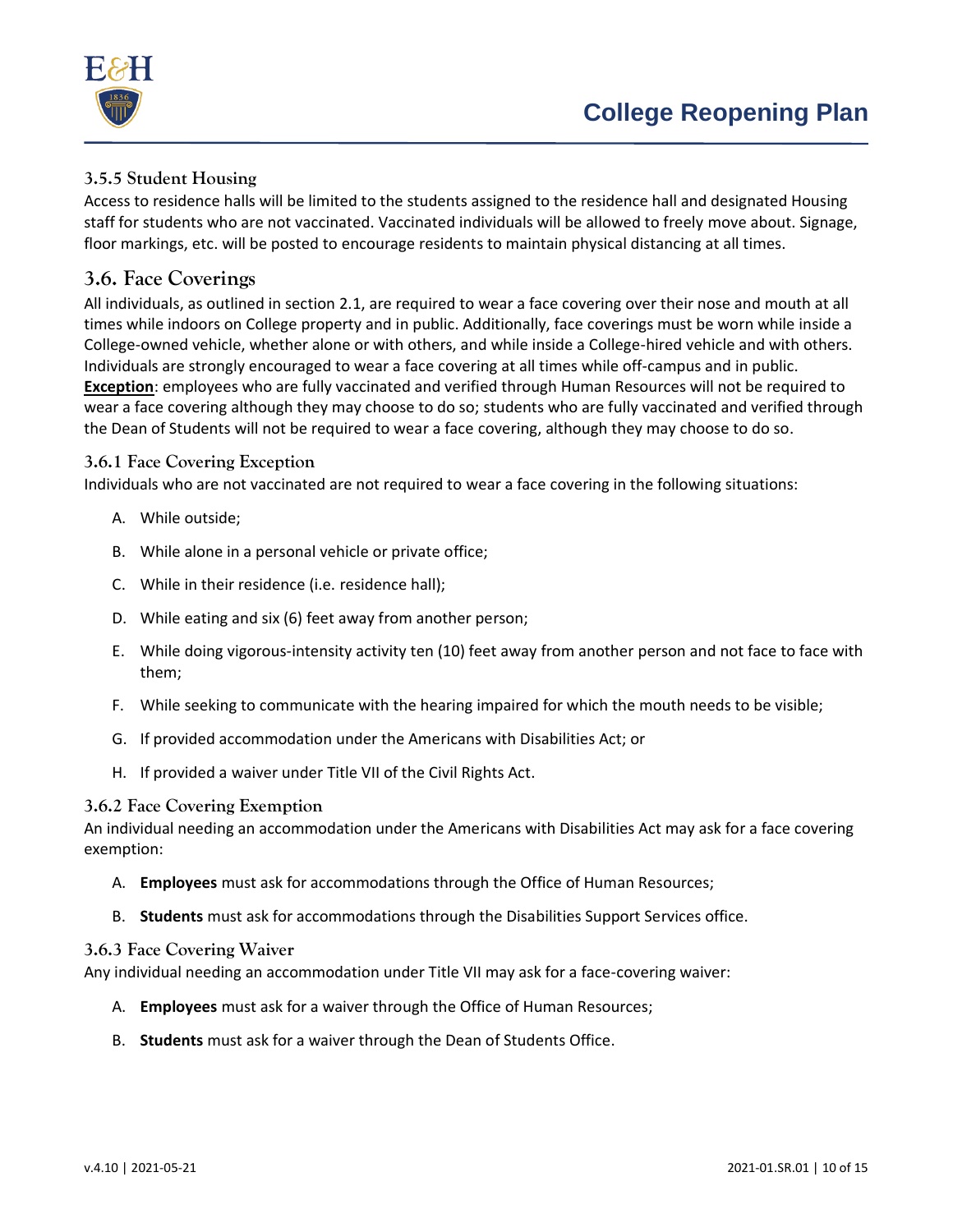### 3.5.5 Student Housing

Access to residence halls will be limited to the students assigned to the residence hall and designated Housing staff for students who are not vaccinated. Vaccinated individuals will be allowed to freely move about. Signage, floor markings, etc. will be posted to encourage residents to maintain physical distancing at all times.

## 3.6. Face Coverings

All individuals, as outlined in section 2.1, are required to wear a face covering over their nose and mouth at all times while indoors on College property and in public. Additionally, face coverings must be worn while inside a College-owned vehicle, whether alone or with others, and while inside a College-hired vehicle and with others. Individuals are strongly encouraged to wear a face covering at all times while off-campus and in public.
**Exception**: employees who are fully vaccinated and verified through Human Resources will not be required to wear a face covering although they may choose to do so; students who are fully vaccinated and verified through the Dean of Students will not be required to wear a face covering, although they may choose to do so.

### 3.6.1 Face Covering Exception

Individuals who are not vaccinated are not required to wear a face covering in the following situations:

A. While outside;

B. While alone in a personal vehicle or private office;

C. While in their residence (i.e. residence hall);

D. While eating and six (6) feet away from another person;

E. While doing vigorous-intensity activity ten (10) feet away from another person and not face to face with them;

F. While seeking to communicate with the hearing impaired for which the mouth needs to be visible;

G. If provided accommodation under the Americans with Disabilities Act; or

H. If provided a waiver under Title VII of the Civil Rights Act.

### 3.6.2 Face Covering Exemption

An individual needing an accommodation under the Americans with Disabilities Act may ask for a face covering exemption:

A. **Employees** must ask for accommodations through the Office of Human Resources;

B. **Students** must ask for accommodations through the Disabilities Support Services office.

### 3.6.3 Face Covering Waiver

Any individual needing an accommodation under Title VII may ask for a face-covering waiver:

A. **Employees** must ask for a waiver through the Office of Human Resources;

B. **Students** must ask for a waiver through the Dean of Students Office.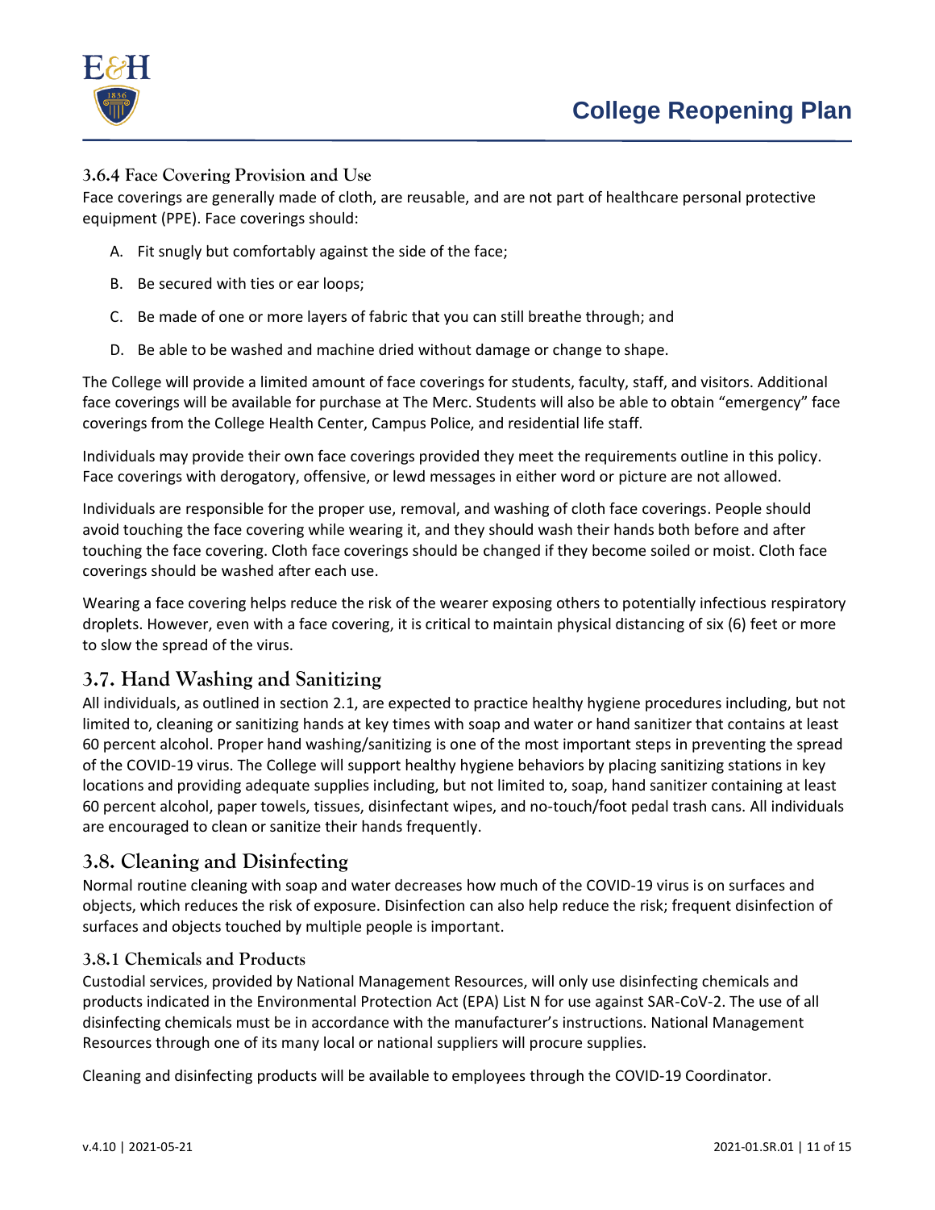#### 3.6.4 Face Covering Provision and Use

Face coverings are generally made of cloth, are reusable, and are not part of healthcare personal protective equipment (PPE). Face coverings should:

A. Fit snugly but comfortably against the side of the face;

B. Be secured with ties or ear loops;

C. Be made of one or more layers of fabric that you can still breathe through; and

D. Be able to be washed and machine dried without damage or change to shape.

The College will provide a limited amount of face coverings for students, faculty, staff, and visitors. Additional face coverings will be available for purchase at The Merc. Students will also be able to obtain "emergency" face coverings from the College Health Center, Campus Police, and residential life staff.

Individuals may provide their own face coverings provided they meet the requirements outline in this policy. Face coverings with derogatory, offensive, or lewd messages in either word or picture are not allowed.

Individuals are responsible for the proper use, removal, and washing of cloth face coverings. People should avoid touching the face covering while wearing it, and they should wash their hands both before and after touching the face covering. Cloth face coverings should be changed if they become soiled or moist. Cloth face coverings should be washed after each use.

Wearing a face covering helps reduce the risk of the wearer exposing others to potentially infectious respiratory droplets. However, even with a face covering, it is critical to maintain physical distancing of six (6) feet or more to slow the spread of the virus.

## 3.7. Hand Washing and Sanitizing

All individuals, as outlined in section 2.1, are expected to practice healthy hygiene procedures including, but not limited to, cleaning or sanitizing hands at key times with soap and water or hand sanitizer that contains at least 60 percent alcohol. Proper hand washing/sanitizing is one of the most important steps in preventing the spread of the COVID-19 virus. The College will support healthy hygiene behaviors by placing sanitizing stations in key locations and providing adequate supplies including, but not limited to, soap, hand sanitizer containing at least 60 percent alcohol, paper towels, tissues, disinfectant wipes, and no-touch/foot pedal trash cans. All individuals are encouraged to clean or sanitize their hands frequently.

## 3.8. Cleaning and Disinfecting

Normal routine cleaning with soap and water decreases how much of the COVID-19 virus is on surfaces and objects, which reduces the risk of exposure. Disinfection can also help reduce the risk; frequent disinfection of surfaces and objects touched by multiple people is important.

#### 3.8.1 Chemicals and Products

Custodial services, provided by National Management Resources, will only use disinfecting chemicals and products indicated in the Environmental Protection Act (EPA) List N for use against SAR-CoV-2. The use of all disinfecting chemicals must be in accordance with the manufacturer's instructions. National Management Resources through one of its many local or national suppliers will procure supplies.

Cleaning and disinfecting products will be available to employees through the COVID-19 Coordinator.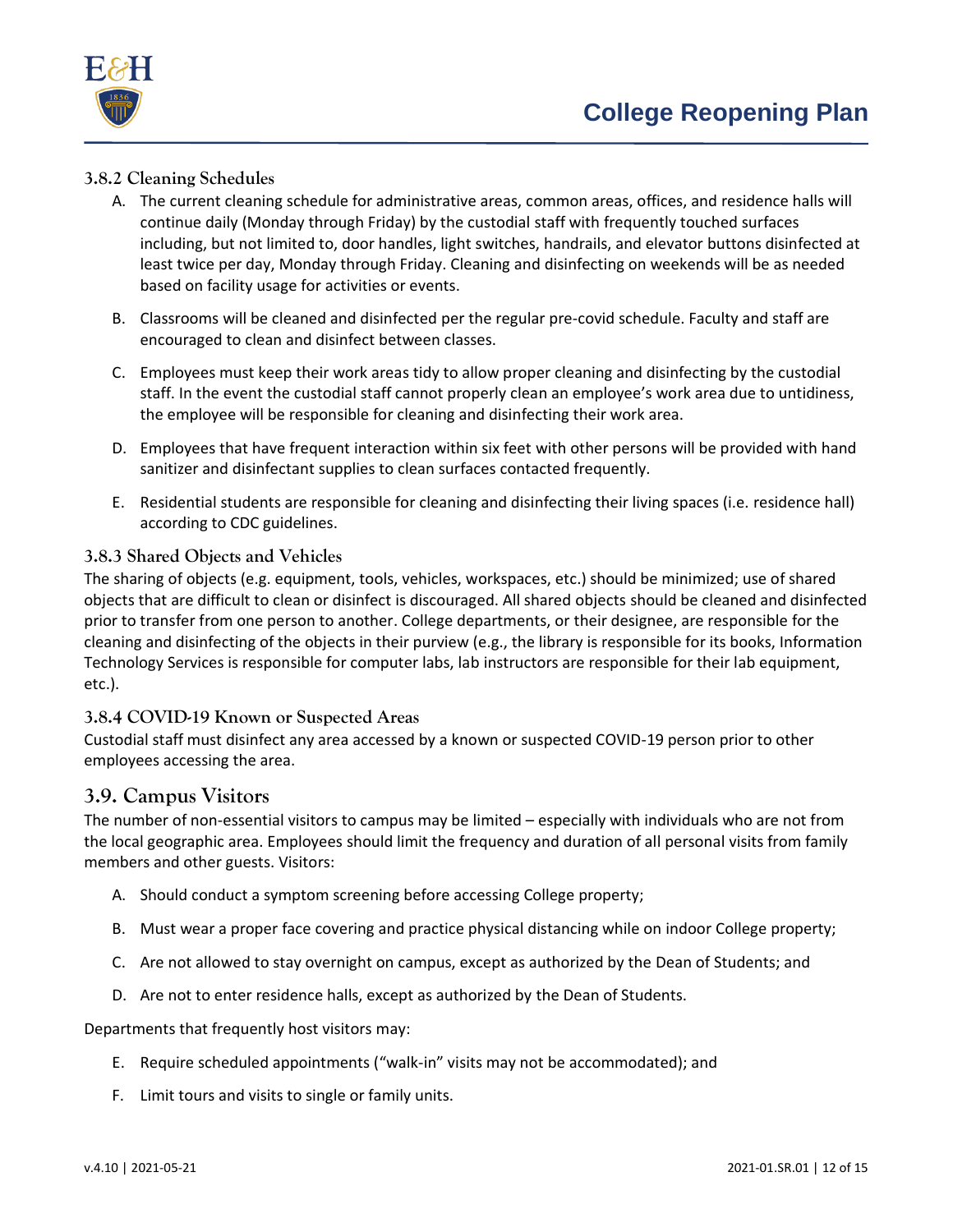### 3.8.2 Cleaning Schedules

A. The current cleaning schedule for administrative areas, common areas, offices, and residence halls will continue daily (Monday through Friday) by the custodial staff with frequently touched surfaces including, but not limited to, door handles, light switches, handrails, and elevator buttons disinfected at least twice per day, Monday through Friday. Cleaning and disinfecting on weekends will be as needed based on facility usage for activities or events.

B. Classrooms will be cleaned and disinfected per the regular pre-covid schedule. Faculty and staff are encouraged to clean and disinfect between classes.

C. Employees must keep their work areas tidy to allow proper cleaning and disinfecting by the custodial staff. In the event the custodial staff cannot properly clean an employee's work area due to untidiness, the employee will be responsible for cleaning and disinfecting their work area.

D. Employees that have frequent interaction within six feet with other persons will be provided with hand sanitizer and disinfectant supplies to clean surfaces contacted frequently.

E. Residential students are responsible for cleaning and disinfecting their living spaces (i.e. residence hall) according to CDC guidelines.

### 3.8.3 Shared Objects and Vehicles

The sharing of objects (e.g. equipment, tools, vehicles, workspaces, etc.) should be minimized; use of shared objects that are difficult to clean or disinfect is discouraged. All shared objects should be cleaned and disinfected prior to transfer from one person to another. College departments, or their designee, are responsible for the cleaning and disinfecting of the objects in their purview (e.g., the library is responsible for its books, Information Technology Services is responsible for computer labs, lab instructors are responsible for their lab equipment, etc.).

### 3.8.4 COVID-19 Known or Suspected Areas

Custodial staff must disinfect any area accessed by a known or suspected COVID-19 person prior to other employees accessing the area.

## 3.9. Campus Visitors

The number of non-essential visitors to campus may be limited – especially with individuals who are not from the local geographic area. Employees should limit the frequency and duration of all personal visits from family members and other guests. Visitors:

A. Should conduct a symptom screening before accessing College property;

B. Must wear a proper face covering and practice physical distancing while on indoor College property;

C. Are not allowed to stay overnight on campus, except as authorized by the Dean of Students; and

D. Are not to enter residence halls, except as authorized by the Dean of Students.

Departments that frequently host visitors may:

E. Require scheduled appointments ("walk-in" visits may not be accommodated); and

F. Limit tours and visits to single or family units.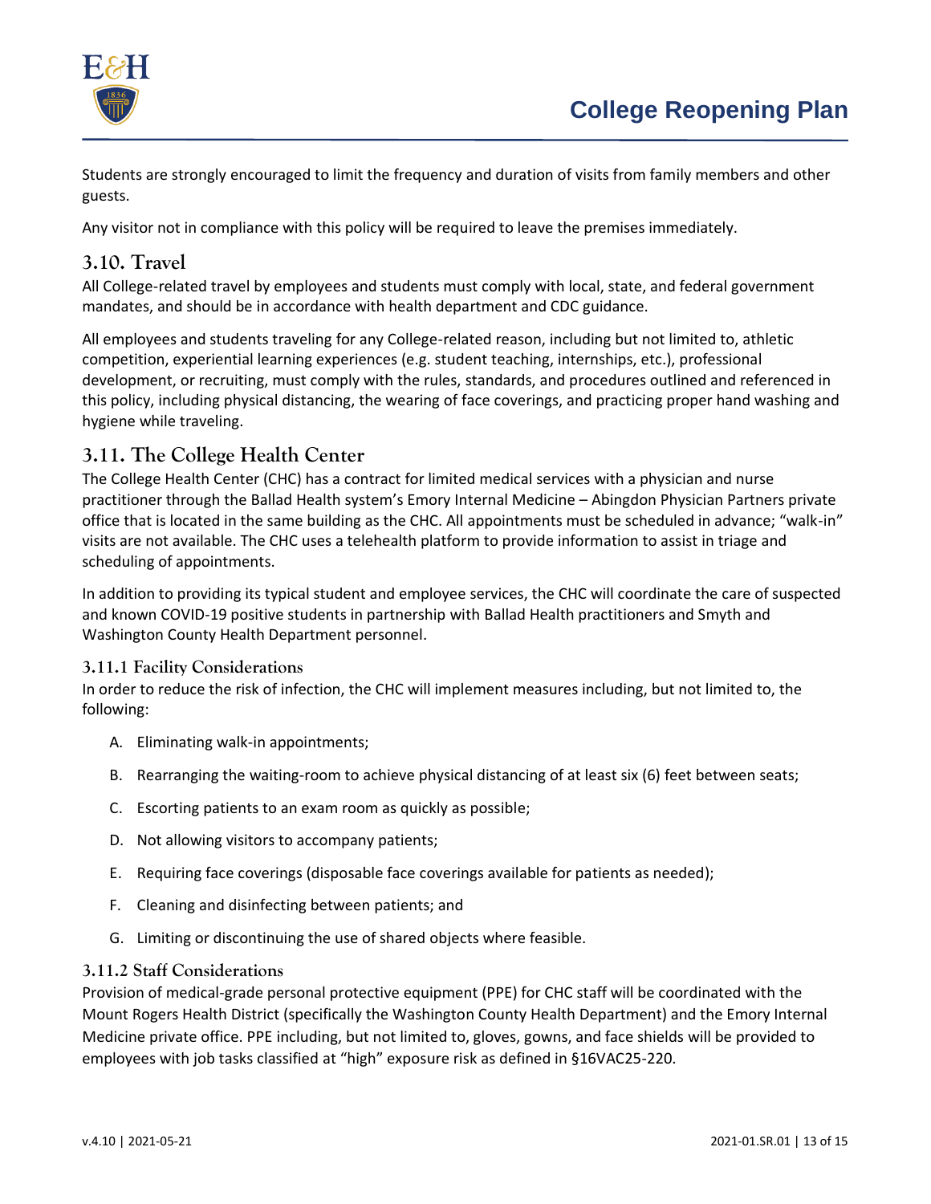Students are strongly encouraged to limit the frequency and duration of visits from family members and other guests.

Any visitor not in compliance with this policy will be required to leave the premises immediately.

## 3.10. Travel

All College-related travel by employees and students must comply with local, state, and federal government mandates, and should be in accordance with health department and CDC guidance.

All employees and students traveling for any College-related reason, including but not limited to, athletic competition, experiential learning experiences (e.g. student teaching, internships, etc.), professional development, or recruiting, must comply with the rules, standards, and procedures outlined and referenced in this policy, including physical distancing, the wearing of face coverings, and practicing proper hand washing and hygiene while traveling.

## 3.11. The College Health Center

The College Health Center (CHC) has a contract for limited medical services with a physician and nurse practitioner through the Ballad Health system's Emory Internal Medicine – Abingdon Physician Partners private office that is located in the same building as the CHC. All appointments must be scheduled in advance; "walk-in" visits are not available. The CHC uses a telehealth platform to provide information to assist in triage and scheduling of appointments.

In addition to providing its typical student and employee services, the CHC will coordinate the care of suspected and known COVID-19 positive students in partnership with Ballad Health practitioners and Smyth and Washington County Health Department personnel.

### 3.11.1 Facility Considerations

In order to reduce the risk of infection, the CHC will implement measures including, but not limited to, the following:

A. Eliminating walk-in appointments;

B. Rearranging the waiting-room to achieve physical distancing of at least six (6) feet between seats;

C. Escorting patients to an exam room as quickly as possible;

D. Not allowing visitors to accompany patients;

E. Requiring face coverings (disposable face coverings available for patients as needed);

F. Cleaning and disinfecting between patients; and

G. Limiting or discontinuing the use of shared objects where feasible.

### 3.11.2 Staff Considerations

Provision of medical-grade personal protective equipment (PPE) for CHC staff will be coordinated with the Mount Rogers Health District (specifically the Washington County Health Department) and the Emory Internal Medicine private office. PPE including, but not limited to, gloves, gowns, and face shields will be provided to employees with job tasks classified at "high" exposure risk as defined in §16VAC25-220.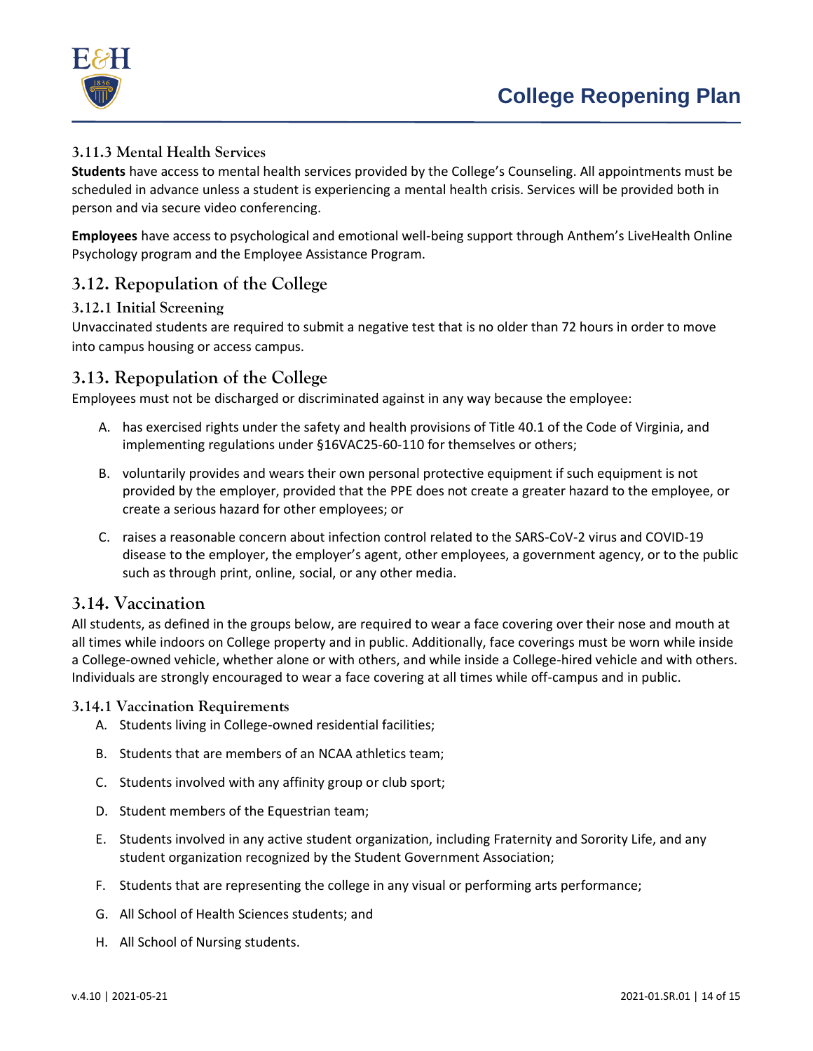### 3.11.3 Mental Health Services

**Students** have access to mental health services provided by the College's Counseling. All appointments must be scheduled in advance unless a student is experiencing a mental health crisis. Services will be provided both in person and via secure video conferencing.

**Employees** have access to psychological and emotional well-being support through Anthem's LiveHealth Online Psychology program and the Employee Assistance Program.

## 3.12. Repopulation of the College

### 3.12.1 Initial Screening

Unvaccinated students are required to submit a negative test that is no older than 72 hours in order to move into campus housing or access campus.

## 3.13. Repopulation of the College

Employees must not be discharged or discriminated against in any way because the employee:

A. has exercised rights under the safety and health provisions of Title 40.1 of the Code of Virginia, and implementing regulations under §16VAC25-60-110 for themselves or others;

B. voluntarily provides and wears their own personal protective equipment if such equipment is not provided by the employer, provided that the PPE does not create a greater hazard to the employee, or create a serious hazard for other employees; or

C. raises a reasonable concern about infection control related to the SARS-CoV-2 virus and COVID-19 disease to the employer, the employer's agent, other employees, a government agency, or to the public such as through print, online, social, or any other media.

## 3.14. Vaccination

All students, as defined in the groups below, are required to wear a face covering over their nose and mouth at all times while indoors on College property and in public. Additionally, face coverings must be worn while inside a College-owned vehicle, whether alone or with others, and while inside a College-hired vehicle and with others. Individuals are strongly encouraged to wear a face covering at all times while off-campus and in public.

### 3.14.1 Vaccination Requirements

A. Students living in College-owned residential facilities;

B. Students that are members of an NCAA athletics team;

C. Students involved with any affinity group or club sport;

D. Student members of the Equestrian team;

E. Students involved in any active student organization, including Fraternity and Sorority Life, and any student organization recognized by the Student Government Association;

F. Students that are representing the college in any visual or performing arts performance;

G. All School of Health Sciences students; and

H. All School of Nursing students.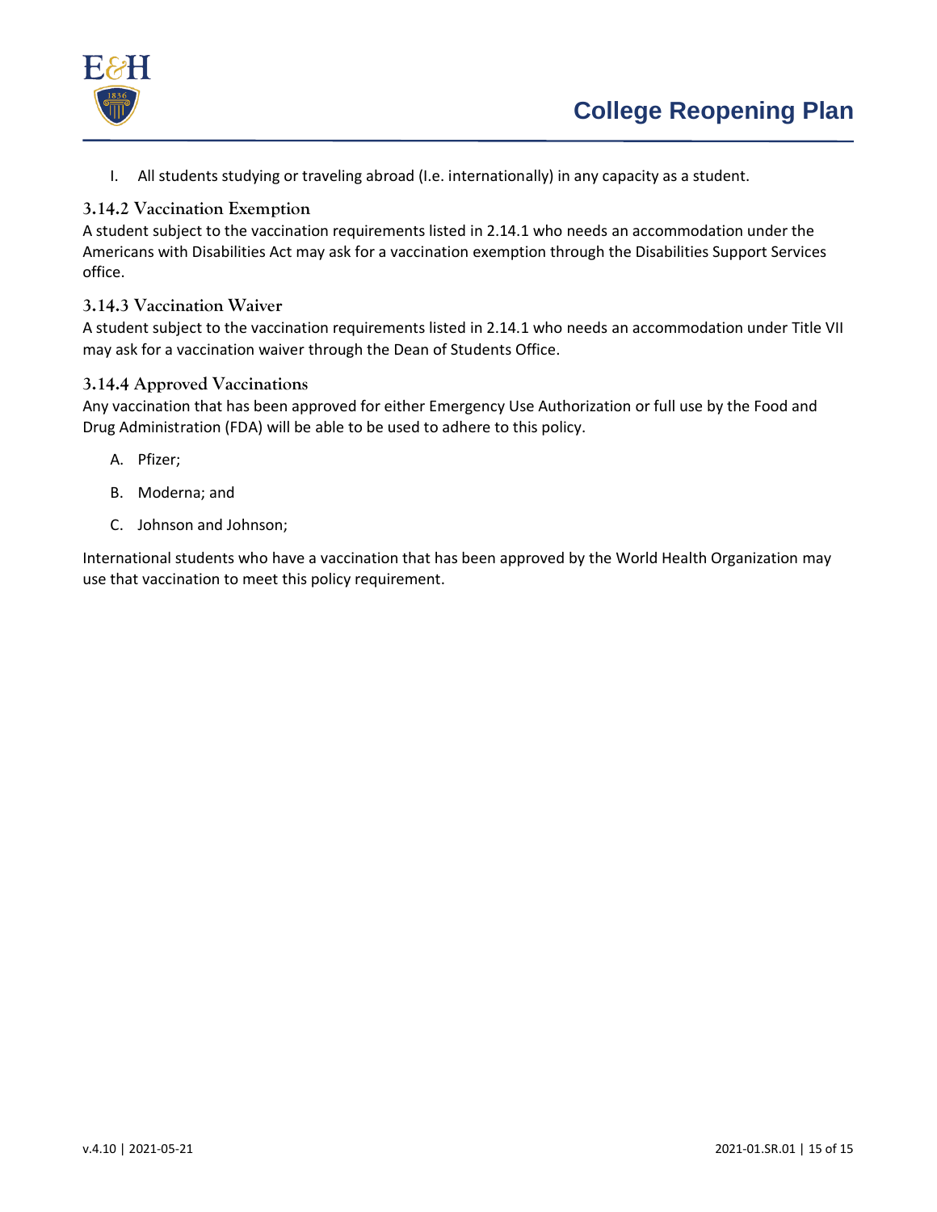I. All students studying or traveling abroad (I.e. internationally) in any capacity as a student.

### 3.14.2 Vaccination Exemption

A student subject to the vaccination requirements listed in 2.14.1 who needs an accommodation under the Americans with Disabilities Act may ask for a vaccination exemption through the Disabilities Support Services office.

### 3.14.3 Vaccination Waiver

A student subject to the vaccination requirements listed in 2.14.1 who needs an accommodation under Title VII may ask for a vaccination waiver through the Dean of Students Office.

### 3.14.4 Approved Vaccinations

Any vaccination that has been approved for either Emergency Use Authorization or full use by the Food and Drug Administration (FDA) will be able to be used to adhere to this policy.

A. Pfizer;

B. Moderna; and

C. Johnson and Johnson;

International students who have a vaccination that has been approved by the World Health Organization may use that vaccination to meet this policy requirement.